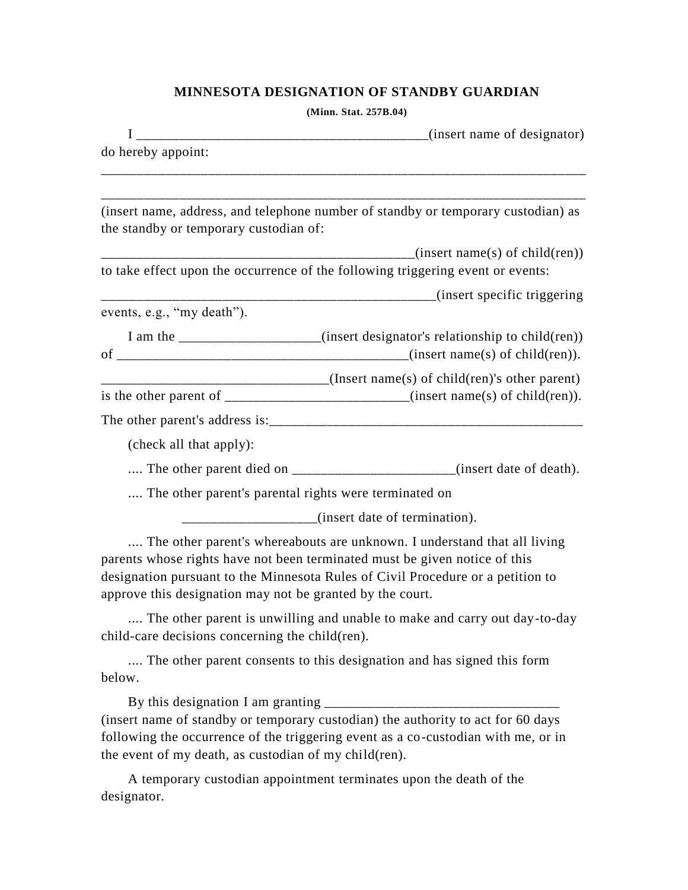**MINNESOTA DESIGNATION OF STANDBY GUARDIAN**

**(Minn. Stat. 257B.04)**

I __________________________________________(insert name of designator) do hereby appoint:

_________________________________________________________________________

_________________________________________________________________________

(insert name, address, and telephone number of standby or temporary custodian) as the standby or temporary custodian of:

_______________________________________________(insert name(s) of child(ren)) to take effect upon the occurrence of the following triggering event or events:

__________________________________________________(insert specific triggering events, e.g., “my death”).

I am the ____________________(insert designator's relationship to child(ren)) of __________________________________________(insert name(s) of child(ren)).

________________________________(Insert name(s) of child(ren)'s other parent) is the other parent of __________________________(insert name(s) of child(ren)).

The other parent's address is:_______________________________________________

(check all that apply):

.... The other parent died on _______________________(insert date of death).

.... The other parent's parental rights were terminated on

___________________(insert date of termination).

.... The other parent's whereabouts are unknown. I understand that all living parents whose rights have not been terminated must be given notice of this designation pursuant to the Minnesota Rules of Civil Procedure or a petition to approve this designation may not be granted by the court.

.... The other parent is unwilling and unable to make and carry out day-to-day child-care decisions concerning the child(ren).

.... The other parent consents to this designation and has signed this form below.

By this designation I am granting _________________________________ (insert name of standby or temporary custodian) the authority to act for 60 days following the occurrence of the triggering event as a co-custodian with me, or in the event of my death, as custodian of my child(ren).

A temporary custodian appointment terminates upon the death of the designator.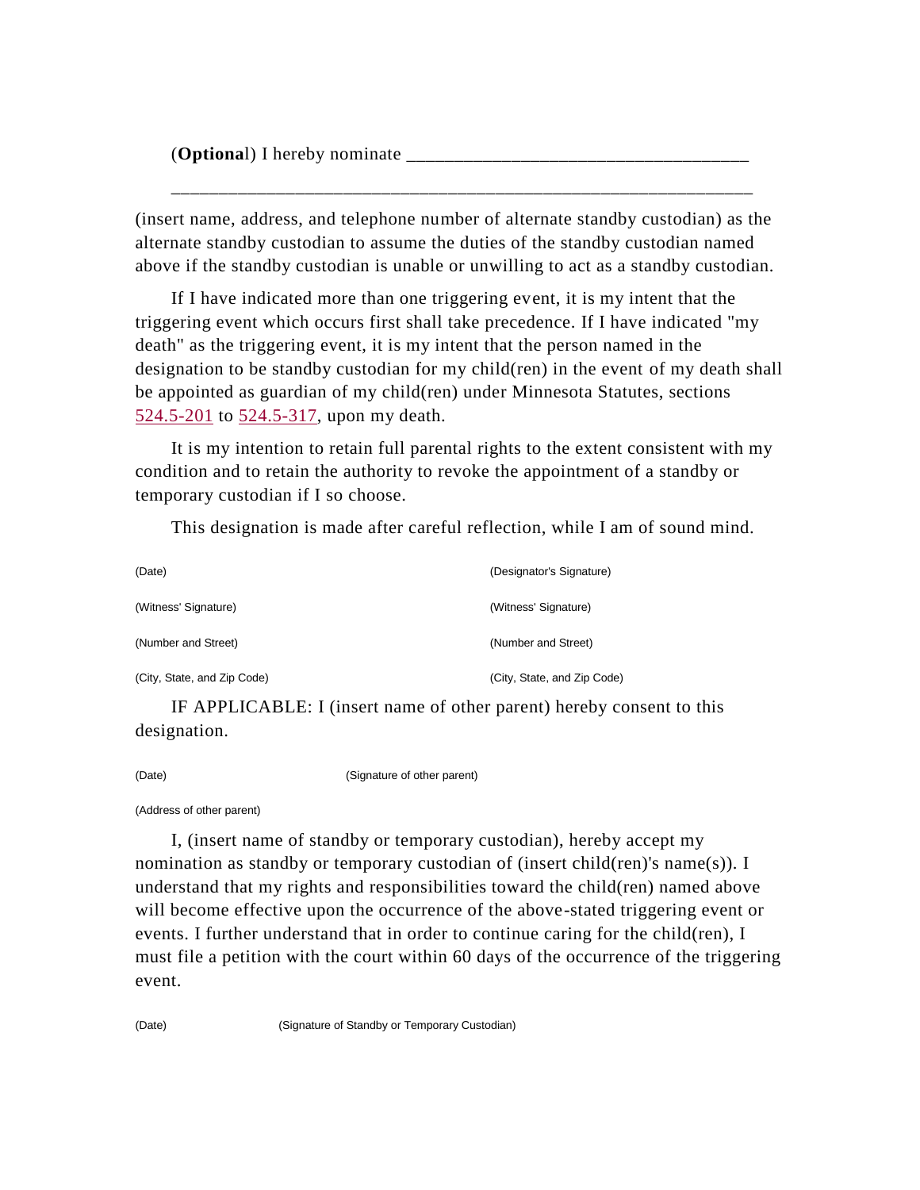(**Optiona**l) I hereby nominate ____________________________________

_______________________________________________________________

(insert name, address, and telephone number of alternate standby custodian) as the alternate standby custodian to assume the duties of the standby custodian named above if the standby custodian is unable or unwilling to act as a standby custodian.

If I have indicated more than one triggering event, it is my intent that the triggering event which occurs first shall take precedence. If I have indicated "my death" as the triggering event, it is my intent that the person named in the designation to be standby custodian for my child(ren) in the event of my death shall be appointed as guardian of my child(ren) under Minnesota Statutes, sections 524.5-201 to 524.5-317, upon my death.

It is my intention to retain full parental rights to the extent consistent with my condition and to retain the authority to revoke the appointment of a standby or temporary custodian if I so choose.

This designation is made after careful reflection, while I am of sound mind.

| | |
|---|---|
| (Date) | (Designator's Signature) |
| (Witness' Signature) | (Witness' Signature) |
| (Number and Street) | (Number and Street) |
| (City, State, and Zip Code) | (City, State, and Zip Code) |

IF APPLICABLE: I (insert name of other parent) hereby consent to this designation.

(Date) (Signature of other parent)

(Address of other parent)

I, (insert name of standby or temporary custodian), hereby accept my nomination as standby or temporary custodian of (insert child(ren)'s name(s)). I understand that my rights and responsibilities toward the child(ren) named above will become effective upon the occurrence of the above-stated triggering event or events. I further understand that in order to continue caring for the child(ren), I must file a petition with the court within 60 days of the occurrence of the triggering event.

(Date) (Signature of Standby or Temporary Custodian)